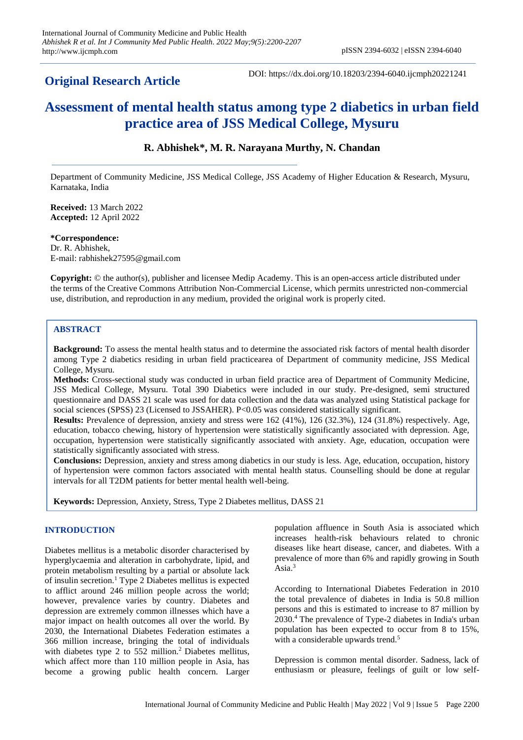## Original Research Article

DOI: https://dx.doi.org/10.18203/2394-6040.ijcmph20221241

# Assessment of mental health status among type 2 diabetics in urban field practice area of JSS Medical College, Mysuru

**R. Abhishek\*, M. R. Narayana Murthy, N. Chandan**

Department of Community Medicine, JSS Medical College, JSS Academy of Higher Education & Research, Mysuru, Karnataka, India

**Received:** 13 March 2022
**Accepted:** 12 April 2022

**\*Correspondence:**
Dr. R. Abhishek,
E-mail: rabhishek27595@gmail.com

**Copyright:** © the author(s), publisher and licensee Medip Academy. This is an open-access article distributed under the terms of the Creative Commons Attribution Non-Commercial License, which permits unrestricted non-commercial use, distribution, and reproduction in any medium, provided the original work is properly cited.

## ABSTRACT

**Background:** To assess the mental health status and to determine the associated risk factors of mental health disorder among Type 2 diabetics residing in urban field practicearea of Department of community medicine, JSS Medical College, Mysuru.

**Methods:** Cross-sectional study was conducted in urban field practice area of Department of Community Medicine, JSS Medical College, Mysuru. Total 390 Diabetics were included in our study. Pre-designed, semi structured questionnaire and DASS 21 scale was used for data collection and the data was analyzed using Statistical package for social sciences (SPSS) 23 (Licensed to JSSAHER). P<0.05 was considered statistically significant.

**Results:** Prevalence of depression, anxiety and stress were 162 (41%), 126 (32.3%), 124 (31.8%) respectively. Age, education, tobacco chewing, history of hypertension were statistically significantly associated with depression. Age, occupation, hypertension were statistically significantly associated with anxiety. Age, education, occupation were statistically significantly associated with stress.

**Conclusions:** Depression, anxiety and stress among diabetics in our study is less. Age, education, occupation, history of hypertension were common factors associated with mental health status. Counselling should be done at regular intervals for all T2DM patients for better mental health well-being.

**Keywords:** Depression, Anxiety, Stress, Type 2 Diabetes mellitus, DASS 21

## INTRODUCTION

Diabetes mellitus is a metabolic disorder characterised by hyperglycaemia and alteration in carbohydrate, lipid, and protein metabolism resulting by a partial or absolute lack of insulin secretion.[1] Type 2 Diabetes mellitus is expected to afflict around 246 million people across the world; however, prevalence varies by country. Diabetes and depression are extremely common illnesses which have a major impact on health outcomes all over the world. By 2030, the International Diabetes Federation estimates a 366 million increase, bringing the total of individuals with diabetes type 2 to 552 million.[2] Diabetes mellitus, which affect more than 110 million people in Asia, has become a growing public health concern. Larger population affluence in South Asia is associated which increases health-risk behaviours related to chronic diseases like heart disease, cancer, and diabetes. With a prevalence of more than 6% and rapidly growing in South Asia.[3]

According to International Diabetes Federation in 2010 the total prevalence of diabetes in India is 50.8 million persons and this is estimated to increase to 87 million by 2030.[4] The prevalence of Type-2 diabetes in India's urban population has been expected to occur from 8 to 15%, with a considerable upwards trend.[5]

Depression is common mental disorder. Sadness, lack of enthusiasm or pleasure, feelings of guilt or low self-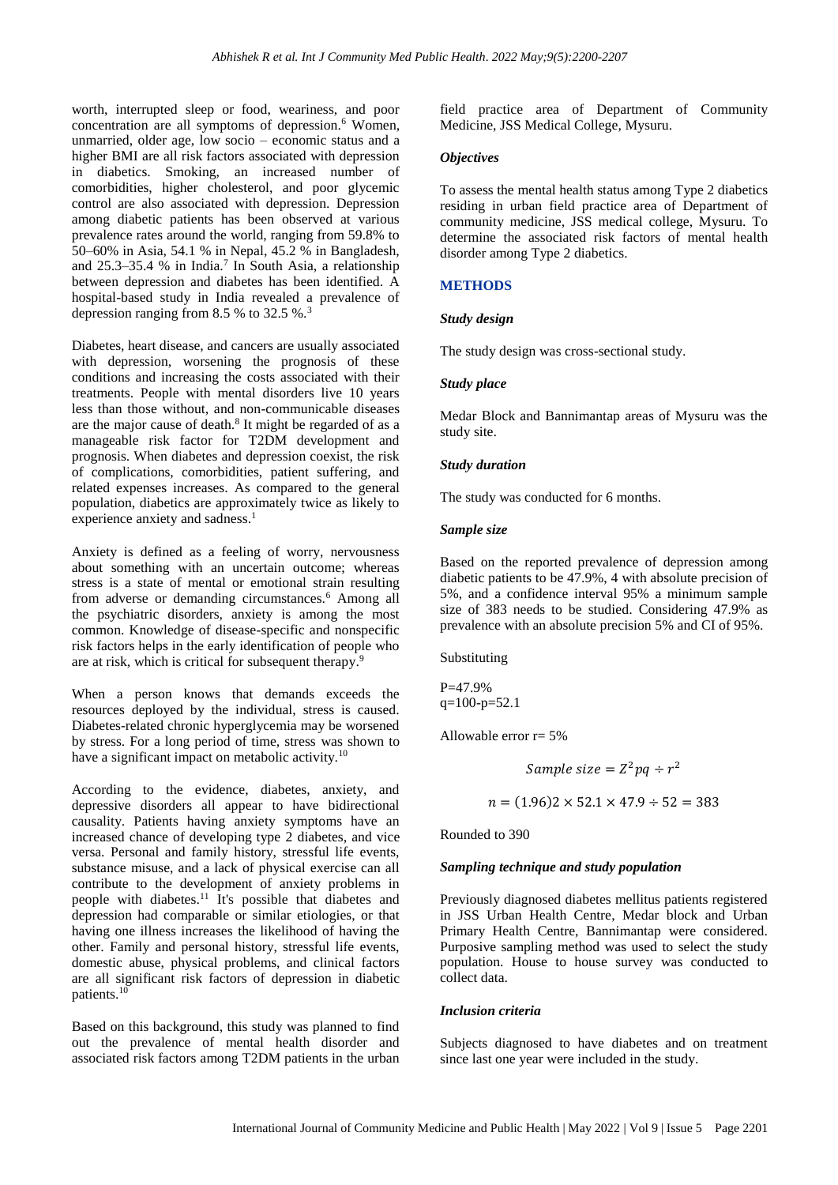worth, interrupted sleep or food, weariness, and poor concentration are all symptoms of depression.[6] Women, unmarried, older age, low socio – economic status and a higher BMI are all risk factors associated with depression in diabetics. Smoking, an increased number of comorbidities, higher cholesterol, and poor glycemic control are also associated with depression. Depression among diabetic patients has been observed at various prevalence rates around the world, ranging from 59.8% to 50–60% in Asia, 54.1 % in Nepal, 45.2 % in Bangladesh, and 25.3–35.4 % in India.[7] In South Asia, a relationship between depression and diabetes has been identified. A hospital-based study in India revealed a prevalence of depression ranging from 8.5 % to 32.5 %.[3]

Diabetes, heart disease, and cancers are usually associated with depression, worsening the prognosis of these conditions and increasing the costs associated with their treatments. People with mental disorders live 10 years less than those without, and non-communicable diseases are the major cause of death.[8] It might be regarded of as a manageable risk factor for T2DM development and prognosis. When diabetes and depression coexist, the risk of complications, comorbidities, patient suffering, and related expenses increases. As compared to the general population, diabetics are approximately twice as likely to experience anxiety and sadness.[1]

Anxiety is defined as a feeling of worry, nervousness about something with an uncertain outcome; whereas stress is a state of mental or emotional strain resulting from adverse or demanding circumstances.[6] Among all the psychiatric disorders, anxiety is among the most common. Knowledge of disease-specific and nonspecific risk factors helps in the early identification of people who are at risk, which is critical for subsequent therapy.[9]

When a person knows that demands exceeds the resources deployed by the individual, stress is caused. Diabetes-related chronic hyperglycemia may be worsened by stress. For a long period of time, stress was shown to have a significant impact on metabolic activity.[10]

According to the evidence, diabetes, anxiety, and depressive disorders all appear to have bidirectional causality. Patients having anxiety symptoms have an increased chance of developing type 2 diabetes, and vice versa. Personal and family history, stressful life events, substance misuse, and a lack of physical exercise can all contribute to the development of anxiety problems in people with diabetes.[11] It's possible that diabetes and depression had comparable or similar etiologies, or that having one illness increases the likelihood of having the other. Family and personal history, stressful life events, domestic abuse, physical problems, and clinical factors are all significant risk factors of depression in diabetic patients.[10]

Based on this background, this study was planned to find out the prevalence of mental health disorder and associated risk factors among T2DM patients in the urban field practice area of Department of Community Medicine, JSS Medical College, Mysuru.

### *Objectives*

To assess the mental health status among Type 2 diabetics residing in urban field practice area of Department of community medicine, JSS medical college, Mysuru. To determine the associated risk factors of mental health disorder among Type 2 diabetics.

## METHODS

### *Study design*

The study design was cross-sectional study.

### *Study place*

Medar Block and Bannimantap areas of Mysuru was the study site.

### *Study duration*

The study was conducted for 6 months.

### *Sample size*

Based on the reported prevalence of depression among diabetic patients to be 47.9%, 4 with absolute precision of 5%, and a confidence interval 95% a minimum sample size of 383 needs to be studied. Considering 47.9% as prevalence with an absolute precision 5% and CI of 95%.

Substituting

P=47.9%
q=100-p=52.1

Allowable error r= 5%

$$Sample\ size = Z^2 pq \div r^2$$

$$n = (1.96)2 \times 52.1 \times 47.9 \div 52 = 383$$

Rounded to 390

### *Sampling technique and study population*

Previously diagnosed diabetes mellitus patients registered in JSS Urban Health Centre, Medar block and Urban Primary Health Centre, Bannimantap were considered. Purposive sampling method was used to select the study population. House to house survey was conducted to collect data.

### *Inclusion criteria*

Subjects diagnosed to have diabetes and on treatment since last one year were included in the study.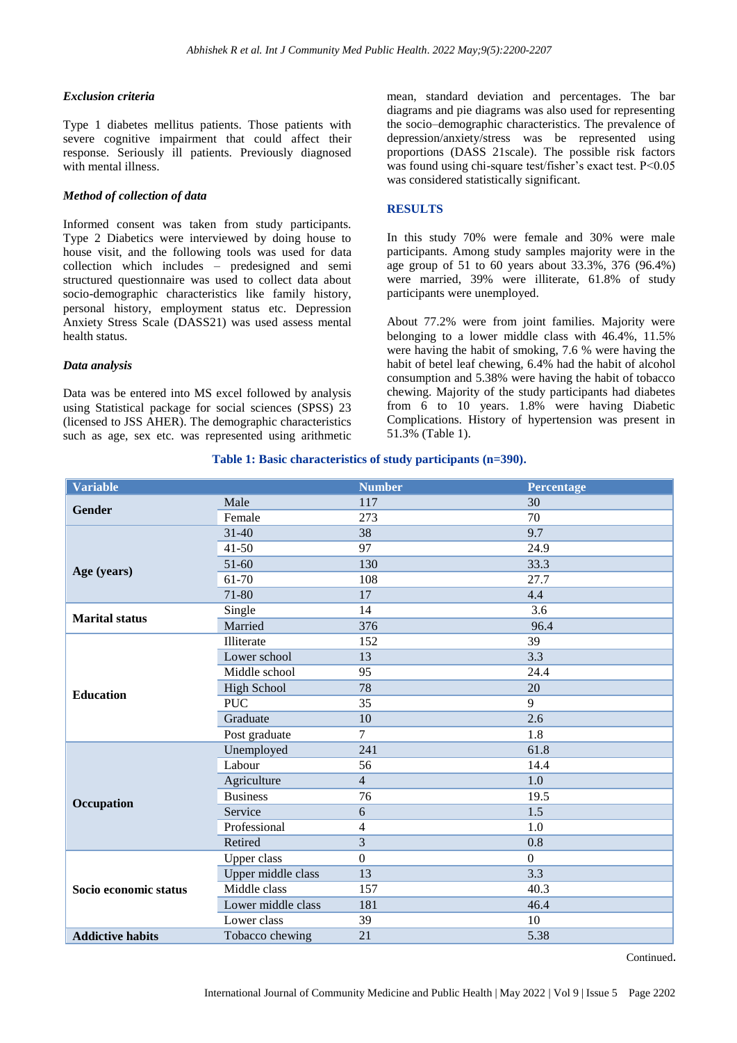### *Exclusion criteria*

Type 1 diabetes mellitus patients. Those patients with severe cognitive impairment that could affect their response. Seriously ill patients. Previously diagnosed with mental illness.

### *Method of collection of data*

Informed consent was taken from study participants. Type 2 Diabetics were interviewed by doing house to house visit, and the following tools was used for data collection which includes – predesigned and semi structured questionnaire was used to collect data about socio-demographic characteristics like family history, personal history, employment status etc. Depression Anxiety Stress Scale (DASS21) was used assess mental health status.

### *Data analysis*

Data was be entered into MS excel followed by analysis using Statistical package for social sciences (SPSS) 23 (licensed to JSS AHER). The demographic characteristics such as age, sex etc. was represented using arithmetic mean, standard deviation and percentages. The bar diagrams and pie diagrams was also used for representing the socio–demographic characteristics. The prevalence of depression/anxiety/stress was be represented using proportions (DASS 21scale). The possible risk factors was found using chi-square test/fisher's exact test. P<0.05 was considered statistically significant.

## RESULTS

In this study 70% were female and 30% were male participants. Among study samples majority were in the age group of 51 to 60 years about 33.3%, 376 (96.4%) were married, 39% were illiterate, 61.8% of study participants were unemployed.

About 77.2% were from joint families. Majority were belonging to a lower middle class with 46.4%, 11.5% were having the habit of smoking, 7.6 % were having the habit of betel leaf chewing, 6.4% had the habit of alcohol consumption and 5.38% were having the habit of tobacco chewing. Majority of the study participants had diabetes from 6 to 10 years. 1.8% were having Diabetic Complications. History of hypertension was present in 51.3% (Table 1).

**Table 1: Basic characteristics of study participants (n=390).**

| Variable | | Number | Percentage |
|---|---|---|---|
| **Gender** | Male | 117 | 30 |
| | Female | 273 | 70 |
| **Age (years)** | 31-40 | 38 | 9.7 |
| | 41-50 | 97 | 24.9 |
| | 51-60 | 130 | 33.3 |
| | 61-70 | 108 | 27.7 |
| | 71-80 | 17 | 4.4 |
| **Marital status** | Single | 14 | 3.6 |
| | Married | 376 | 96.4 |
| **Education** | Illiterate | 152 | 39 |
| | Lower school | 13 | 3.3 |
| | Middle school | 95 | 24.4 |
| | High School | 78 | 20 |
| | PUC | 35 | 9 |
| | Graduate | 10 | 2.6 |
| | Post graduate | 7 | 1.8 |
| **Occupation** | Unemployed | 241 | 61.8 |
| | Labour | 56 | 14.4 |
| | Agriculture | 4 | 1.0 |
| | Business | 76 | 19.5 |
| | Service | 6 | 1.5 |
| | Professional | 4 | 1.0 |
| | Retired | 3 | 0.8 |
| **Socio economic status** | Upper class | 0 | 0 |
| | Upper middle class | 13 | 3.3 |
| | Middle class | 157 | 40.3 |
| | Lower middle class | 181 | 46.4 |
| | Lower class | 39 | 10 |
| **Addictive habits** | Tobacco chewing | 21 | 5.38 |

Continued.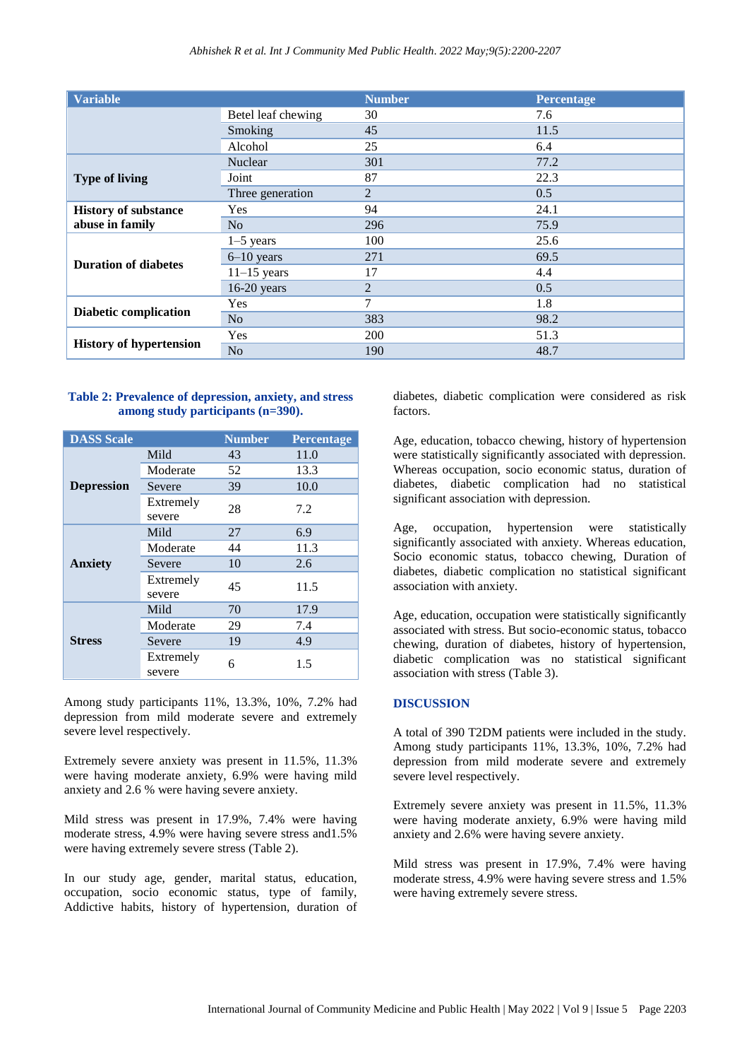| Variable | | Number | Percentage |
|---|---|---|---|
| | Betel leaf chewing | 30 | 7.6 |
| | Smoking | 45 | 11.5 |
| | Alcohol | 25 | 6.4 |
| **Type of living** | Nuclear | 301 | 77.2 |
| | Joint | 87 | 22.3 |
| | Three generation | 2 | 0.5 |
| **History of substance abuse in family** | Yes | 94 | 24.1 |
| | No | 296 | 75.9 |
| **Duration of diabetes** | 1–5 years | 100 | 25.6 |
| | 6–10 years | 271 | 69.5 |
| | 11–15 years | 17 | 4.4 |
| | 16-20 years | 2 | 0.5 |
| **Diabetic complication** | Yes | 7 | 1.8 |
| | No | 383 | 98.2 |
| **History of hypertension** | Yes | 200 | 51.3 |
| | No | 190 | 48.7 |

**Table 2: Prevalence of depression, anxiety, and stress among study participants (n=390).**

| DASS Scale | | Number | Percentage |
|---|---|---|---|
| **Depression** | Mild | 43 | 11.0 |
| | Moderate | 52 | 13.3 |
| | Severe | 39 | 10.0 |
| | Extremely severe | 28 | 7.2 |
| **Anxiety** | Mild | 27 | 6.9 |
| | Moderate | 44 | 11.3 |
| | Severe | 10 | 2.6 |
| | Extremely severe | 45 | 11.5 |
| **Stress** | Mild | 70 | 17.9 |
| | Moderate | 29 | 7.4 |
| | Severe | 19 | 4.9 |
| | Extremely severe | 6 | 1.5 |

Among study participants 11%, 13.3%, 10%, 7.2% had depression from mild moderate severe and extremely severe level respectively.

Extremely severe anxiety was present in 11.5%, 11.3% were having moderate anxiety, 6.9% were having mild anxiety and 2.6 % were having severe anxiety.

Mild stress was present in 17.9%, 7.4% were having moderate stress, 4.9% were having severe stress and1.5% were having extremely severe stress (Table 2).

In our study age, gender, marital status, education, occupation, socio economic status, type of family, Addictive habits, history of hypertension, duration of diabetes, diabetic complication were considered as risk factors.

Age, education, tobacco chewing, history of hypertension were statistically significantly associated with depression. Whereas occupation, socio economic status, duration of diabetes, diabetic complication had no statistical significant association with depression.

Age, occupation, hypertension were statistically significantly associated with anxiety. Whereas education, Socio economic status, tobacco chewing, Duration of diabetes, diabetic complication no statistical significant association with anxiety.

Age, education, occupation were statistically significantly associated with stress. But socio-economic status, tobacco chewing, duration of diabetes, history of hypertension, diabetic complication was no statistical significant association with stress (Table 3).

## DISCUSSION

A total of 390 T2DM patients were included in the study. Among study participants 11%, 13.3%, 10%, 7.2% had depression from mild moderate severe and extremely severe level respectively.

Extremely severe anxiety was present in 11.5%, 11.3% were having moderate anxiety, 6.9% were having mild anxiety and 2.6% were having severe anxiety.

Mild stress was present in 17.9%, 7.4% were having moderate stress, 4.9% were having severe stress and 1.5% were having extremely severe stress.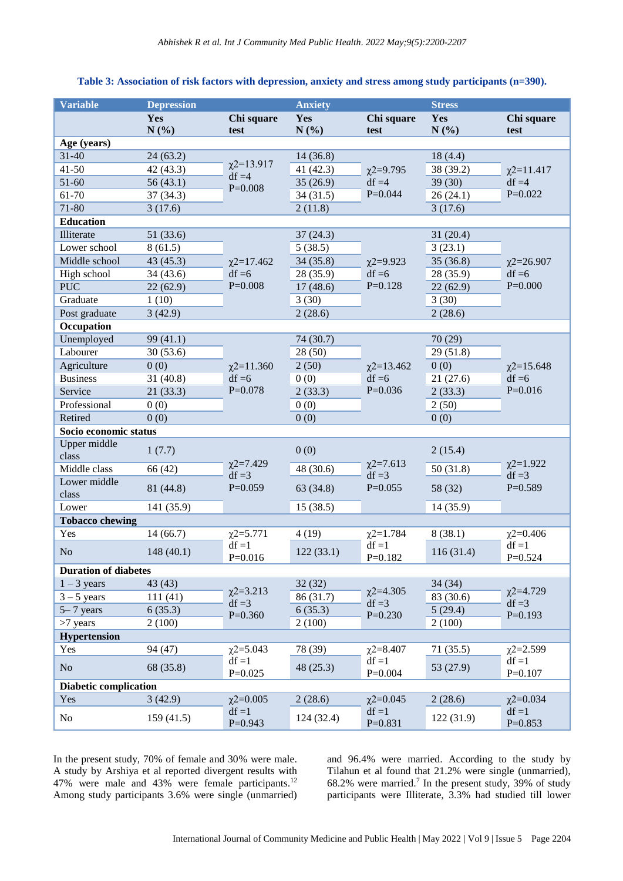**Table 3: Association of risk factors with depression, anxiety and stress among study participants (n=390).**

| Variable | Depression | | Anxiety | | Stress | |
|---|---|---|---|---|---|---|
| | Yes N (%) | Chi square test | Yes N (%) | Chi square test | Yes N (%) | Chi square test |
| **Age (years)** | | | | | | |
| 31-40 | 24 (63.2) | $\chi2$=13.917 df =4 P=0.008 | 14 (36.8) | $\chi2$=9.795 df =4 P=0.044 | 18 (4.4) | $\chi2$=11.417 df =4 P=0.022 |
| 41-50 | 42 (43.3) | | 41 (42.3) | | 38 (39.2) | |
| 51-60 | 56 (43.1) | | 35 (26.9) | | 39 (30) | |
| 61-70 | 37 (34.3) | | 34 (31.5) | | 26 (24.1) | |
| 71-80 | 3 (17.6) | | 2 (11.8) | | 3 (17.6) | |
| **Education** | | | | | | |
| Illiterate | 51 (33.6) | $\chi2$=17.462 df =6 P=0.008 | 37 (24.3) | $\chi2$=9.923 df =6 P=0.128 | 31 (20.4) | $\chi2$=26.907 df =6 P=0.000 |
| Lower school | 8 (61.5) | | 5 (38.5) | | 3 (23.1) | |
| Middle school | 43 (45.3) | | 34 (35.8) | | 35 (36.8) | |
| High school | 34 (43.6) | | 28 (35.9) | | 28 (35.9) | |
| PUC | 22 (62.9) | | 17 (48.6) | | 22 (62.9) | |
| Graduate | 1 (10) | | 3 (30) | | 3 (30) | |
| Post graduate | 3 (42.9) | | 2 (28.6) | | 2 (28.6) | |
| **Occupation** | | | | | | |
| Unemployed | 99 (41.1) | $\chi2$=11.360 df =6 P=0.078 | 74 (30.7) | $\chi2$=13.462 df =6 P=0.036 | 70 (29) | $\chi2$=15.648 df =6 P=0.016 |
| Labourer | 30 (53.6) | | 28 (50) | | 29 (51.8) | |
| Agriculture | 0 (0) | | 2 (50) | | 0 (0) | |
| Business | 31 (40.8) | | 0 (0) | | 21 (27.6) | |
| Service | 21 (33.3) | | 2 (33.3) | | 2 (33.3) | |
| Professional | 0 (0) | | 0 (0) | | 2 (50) | |
| Retired | 0 (0) | | 0 (0) | | 0 (0) | |
| **Socio economic status** | | | | | | |
| Upper middle class | 1 (7.7) | $\chi2$=7.429 df =3 P=0.059 | 0 (0) | $\chi2$=7.613 df =3 P=0.055 | 2 (15.4) | $\chi2$=1.922 df =3 P=0.589 |
| Middle class | 66 (42) | | 48 (30.6) | | 50 (31.8) | |
| Lower middle class | 81 (44.8) | | 63 (34.8) | | 58 (32) | |
| Lower | 141 (35.9) | | 15 (38.5) | | 14 (35.9) | |
| **Tobacco chewing** | | | | | | |
| Yes | 14 (66.7) | $\chi2$=5.771 df =1 P=0.016 | 4 (19) | $\chi2$=1.784 df =1 P=0.182 | 8 (38.1) | $\chi2$=0.406 df =1 P=0.524 |
| No | 148 (40.1) | | 122 (33.1) | | 116 (31.4) | |
| **Duration of diabetes** | | | | | | |
| 1 – 3 years | 43 (43) | $\chi2$=3.213 df =3 P=0.360 | 32 (32) | $\chi2$=4.305 df =3 P=0.230 | 34 (34) | $\chi2$=4.729 df =3 P=0.193 |
| 3 – 5 years | 111 (41) | | 86 (31.7) | | 83 (30.6) | |
| 5– 7 years | 6 (35.3) | | 6 (35.3) | | 5 (29.4) | |
| >7 years | 2 (100) | | 2 (100) | | 2 (100) | |
| **Hypertension** | | | | | | |
| Yes | 94 (47) | $\chi2$=5.043 df =1 P=0.025 | 78 (39) | $\chi2$=8.407 df =1 P=0.004 | 71 (35.5) | $\chi2$=2.599 df =1 P=0.107 |
| No | 68 (35.8) | | 48 (25.3) | | 53 (27.9) | |
| **Diabetic complication** | | | | | | |
| Yes | 3 (42.9) | $\chi2$=0.005 df =1 P=0.943 | 2 (28.6) | $\chi2$=0.045 df =1 P=0.831 | 2 (28.6) | $\chi2$=0.034 df =1 P=0.853 |
| No | 159 (41.5) | | 124 (32.4) | | 122 (31.9) | |

In the present study, 70% of female and 30% were male. A study by Arshiya et al reported divergent results with 47% were male and 43% were female participants.[12] Among study participants 3.6% were single (unmarried) and 96.4% were married. According to the study by Tilahun et al found that 21.2% were single (unmarried), 68.2% were married.[7] In the present study, 39% of study participants were Illiterate, 3.3% had studied till lower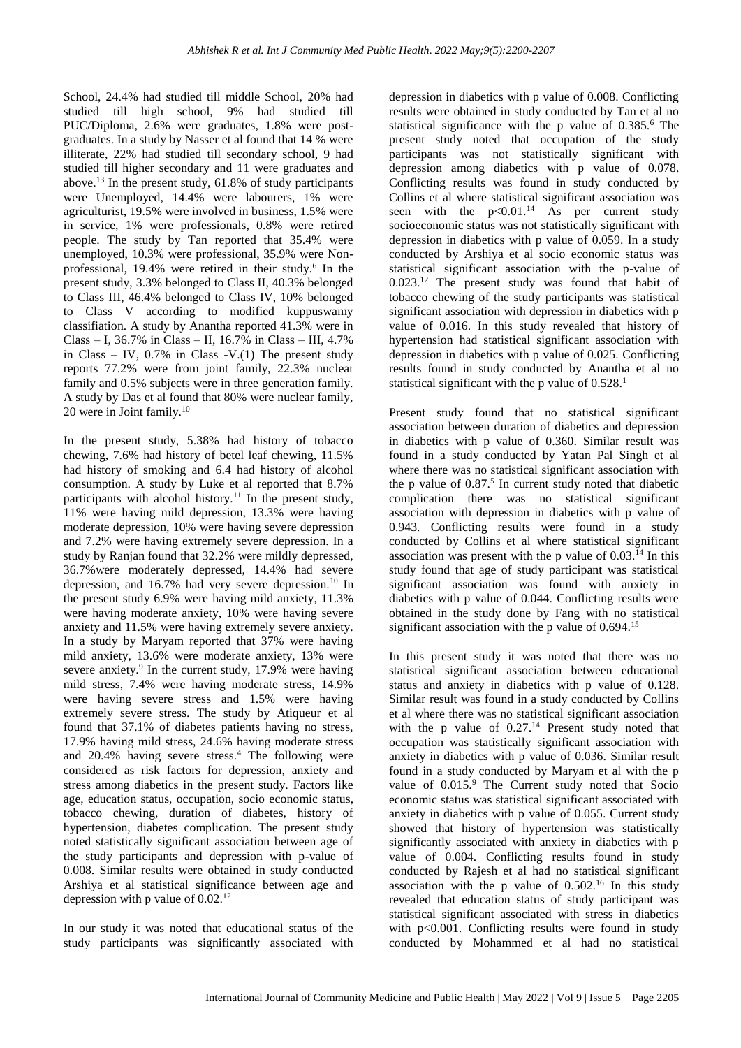School, 24.4% had studied till middle School, 20% had studied till high school, 9% had studied till PUC/Diploma, 2.6% were graduates, 1.8% were post-graduates. In a study by Nasser et al found that 14 % were illiterate, 22% had studied till secondary school, 9 had studied till higher secondary and 11 were graduates and above.[13] In the present study, 61.8% of study participants were Unemployed, 14.4% were labourers, 1% were agriculturist, 19.5% were involved in business, 1.5% were in service, 1% were professionals, 0.8% were retired people. The study by Tan reported that 35.4% were unemployed, 10.3% were professional, 35.9% were Non-professional, 19.4% were retired in their study.[6] In the present study, 3.3% belonged to Class II, 40.3% belonged to Class III, 46.4% belonged to Class IV, 10% belonged to Class V according to modified kuppuswamy classifiation. A study by Anantha reported 41.3% were in Class – I, 36.7% in Class – II, 16.7% in Class – III, 4.7% in Class – IV, 0.7% in Class -V.(1) The present study reports 77.2% were from joint family, 22.3% nuclear family and 0.5% subjects were in three generation family. A study by Das et al found that 80% were nuclear family, 20 were in Joint family.[10]

In the present study, 5.38% had history of tobacco chewing, 7.6% had history of betel leaf chewing, 11.5% had history of smoking and 6.4 had history of alcohol consumption. A study by Luke et al reported that 8.7% participants with alcohol history.[11] In the present study, 11% were having mild depression, 13.3% were having moderate depression, 10% were having severe depression and 7.2% were having extremely severe depression. In a study by Ranjan found that 32.2% were mildly depressed, 36.7%were moderately depressed, 14.4% had severe depression, and 16.7% had very severe depression.[10] In the present study 6.9% were having mild anxiety, 11.3% were having moderate anxiety, 10% were having severe anxiety and 11.5% were having extremely severe anxiety. In a study by Maryam reported that 37% were having mild anxiety, 13.6% were moderate anxiety, 13% were severe anxiety.[9] In the current study, 17.9% were having mild stress, 7.4% were having moderate stress, 14.9% were having severe stress and 1.5% were having extremely severe stress. The study by Atiqueur et al found that 37.1% of diabetes patients having no stress, 17.9% having mild stress, 24.6% having moderate stress and 20.4% having severe stress.[4] The following were considered as risk factors for depression, anxiety and stress among diabetic in the present study. Factors like age, education status, occupation, socio economic status, tobacco chewing, duration of diabetes, history of hypertension, diabetes complication. The present study noted statistically significant association between age of the study participants and depression with p-value of 0.008. Similar results were obtained in study conducted Arshiya et al statistical significance between age and depression with p value of 0.02.[12]

In our study it was noted that educational status of the study participants was significantly associated with depression in diabetics with p value of 0.008. Conflicting results were obtained in study conducted by Tan et al no statistical significance with the p value of 0.385.[6] The present study noted that occupation of the study participants was not statistically significant with depression among diabetics with p value of 0.078. Conflicting results was found in study conducted by Collins et al where statistical significant association was seen with the $p<0.01$.[14] As per current study socioeconomic status was not statistically significant with depression in diabetics with p value of 0.059. In a study conducted by Arshiya et al socio economic status was statistical significant association with the p-value of 0.023.[12] The present study was found that habit of tobacco chewing of the study participants was statistical significant association with depression in diabetics with p value of 0.016. In this study revealed that history of hypertension had statistical significant association with depression in diabetics with p value of 0.025. Conflicting results found in study conducted by Anantha et al no statistical significant with the p value of 0.528.[1]

Present study found that no statistical significant association between duration of diabetics and depression in diabetics with p value of 0.360. Similar result was found in a study conducted by Yatan Pal Singh et al where there was no statistical significant association with the p value of 0.87.[5] In current study noted that diabetic complication there was no statistical significant association with depression in diabetics with p value of 0.943. Conflicting results were found in a study conducted by Collins et al where statistical significant association was present with the p value of 0.03.[14] In this study found that age of study participant was statistical significant association was found with anxiety in diabetics with p value of 0.044. Conflicting results were obtained in the study done by Fang with no statistical significant association with the p value of 0.694.[15]

In this present study it was noted that there was no statistical significant association between educational status and anxiety in diabetics with p value of 0.128. Similar result was found in a study conducted by Collins et al where there was no statistical significant association with the p value of 0.27.[14] Present study noted that occupation was statistically significant association with anxiety in diabetics with p value of 0.036. Similar result found in a study conducted by Maryam et al with the p value of 0.015.[9] The Current study noted that Socio economic status was statistical significant associated with anxiety in diabetics with p value of 0.055. Current study showed that history of hypertension was statistically significantly associated with anxiety in diabetics with p value of 0.004. Conflicting results found in study conducted by Rajesh et al had no statistical significant association with the p value of 0.502.[16] In this study revealed that education status of study participant was statistical significant associated with stress in diabetics with $p<0.001$. Conflicting results were found in study conducted by Mohammed et al had no statistical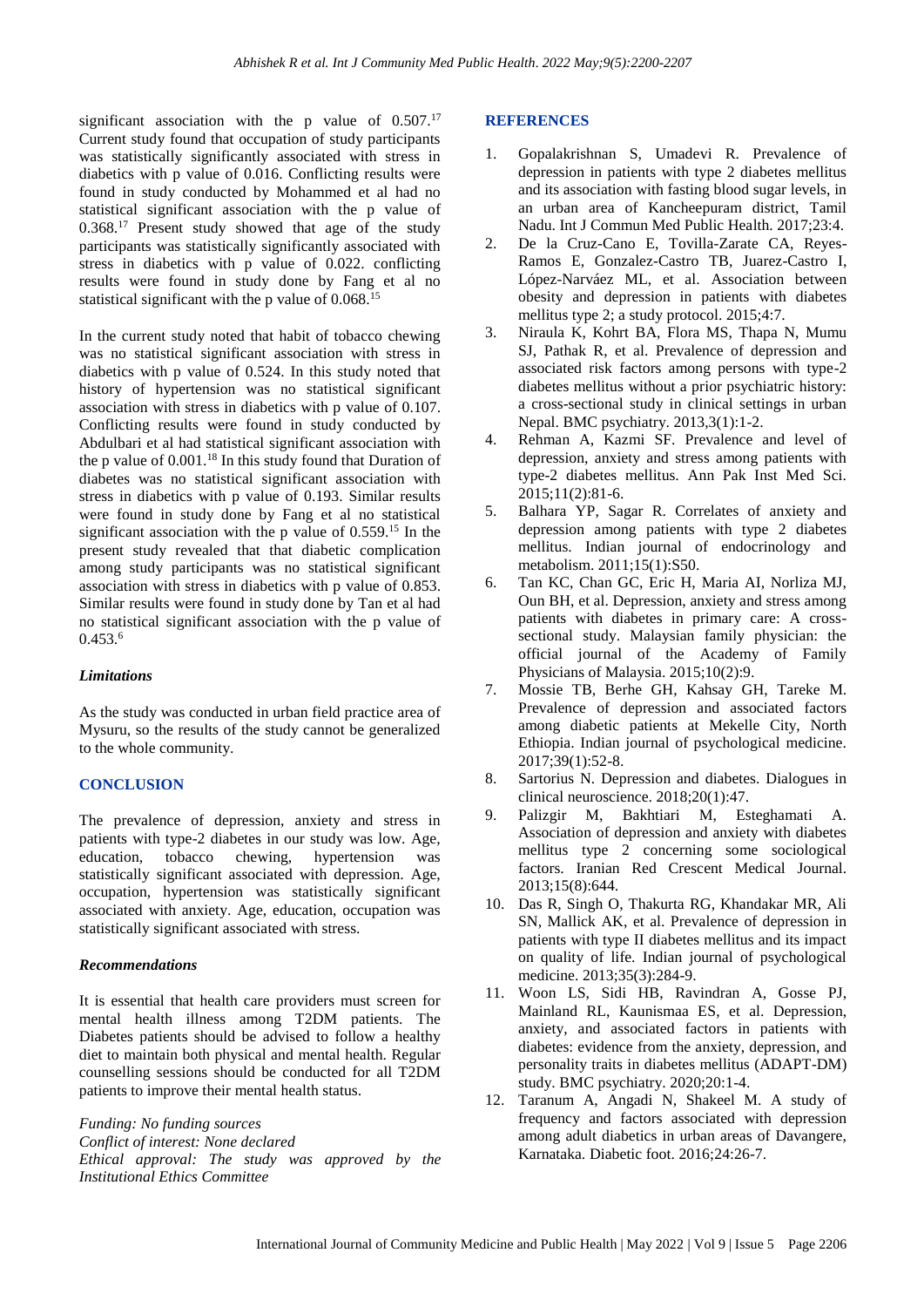significant association with the p value of 0.507.[17] Current study found that occupation of study participants was statistically significantly associated with stress in diabetics with p value of 0.016. Conflicting results were found in study conducted by Mohammed et al had no statistical significant association with the p value of 0.368.[17] Present study showed that age of the study participants was statistically significantly associated with stress in diabetics with p value of 0.022. conflicting results were found in study done by Fang et al no statistical significant with the p value of 0.068.[15]

In the current study noted that habit of tobacco chewing was no statistical significant association with stress in diabetics with p value of 0.524. In this study noted that history of hypertension was no statistical significant association with stress in diabetics with p value of 0.107. Conflicting results were found in study conducted by Abdulbari et al had statistical significant association with the p value of 0.001.[18] In this study found that Duration of diabetes was no statistical significant association with stress in diabetics with p value of 0.193. Similar results were found in study done by Fang et al no statistical significant association with the p value of 0.559.[15] In the present study revealed that that diabetic complication among study participants was no statistical significant association with stress in diabetics with p value of 0.853. Similar results were found in study done by Tan et al had no statistical significant association with the p value of 0.453.[6]

### *Limitations*

As the study was conducted in urban field practice area of Mysuru, so the results of the study cannot be generalized to the whole community.

## CONCLUSION

The prevalence of depression, anxiety and stress in patients with type-2 diabetes in our study was low. Age, education, tobacco chewing, hypertension was statistically significant associated with depression. Age, occupation, hypertension was statistically significant associated with anxiety. Age, education, occupation was statistically significant associated with stress.

### *Recommendations*

It is essential that health care providers must screen for mental health illness among T2DM patients. The Diabetes patients should be advised to follow a healthy diet to maintain both physical and mental health. Regular counselling sessions should be conducted for all T2DM patients to improve their mental health status.

*Funding: No funding sources*
*Conflict of interest: None declared*
*Ethical approval: The study was approved by the Institutional Ethics Committee*

## REFERENCES

1. Gopalakrishnan S, Umadevi R. Prevalence of depression in patients with type 2 diabetes mellitus and its association with fasting blood sugar levels, in an urban area of Kancheepuram district, Tamil Nadu. Int J Commun Med Public Health. 2017;23:4.
2. De la Cruz-Cano E, Tovilla-Zarate CA, Reyes-Ramos E, Gonzalez-Castro TB, Juarez-Castro I, López-Narváez ML, et al. Association between obesity and depression in patients with diabetes mellitus type 2; a study protocol. 2015;4:7.
3. Niraula K, Kohrt BA, Flora MS, Thapa N, Mumu SJ, Pathak R, et al. Prevalence of depression and associated risk factors among persons with type-2 diabetes mellitus without a prior psychiatric history: a cross-sectional study in clinical settings in urban Nepal. BMC psychiatry. 2013,3(1):1-2.
4. Rehman A, Kazmi SF. Prevalence and level of depression, anxiety and stress among patients with type-2 diabetes mellitus. Ann Pak Inst Med Sci. 2015;11(2):81-6.
5. Balhara YP, Sagar R. Correlates of anxiety and depression among patients with type 2 diabetes mellitus. Indian journal of endocrinology and metabolism. 2011;15(1):S50.
6. Tan KC, Chan GC, Eric H, Maria AI, Norliza MJ, Oun BH, et al. Depression, anxiety and stress among patients with diabetes in primary care: A cross-sectional study. Malaysian family physician: the official journal of the Academy of Family Physicians of Malaysia. 2015;10(2):9.
7. Mossie TB, Berhe GH, Kahsay GH, Tareke M. Prevalence of depression and associated factors among diabetic patients at Mekelle City, North Ethiopia. Indian journal of psychological medicine. 2017;39(1):52-8.
8. Sartorius N. Depression and diabetes. Dialogues in clinical neuroscience. 2018;20(1):47.
9. Palizgir M, Bakhtiari M, Esteghamati A. Association of depression and anxiety with diabetes mellitus type 2 concerning some sociological factors. Iranian Red Crescent Medical Journal. 2013;15(8):644.
10. Das R, Singh O, Thakurta RG, Khandakar MR, Ali SN, Mallick AK, et al. Prevalence of depression in patients with type II diabetes mellitus and its impact on quality of life. Indian journal of psychological medicine. 2013;35(3):284-9.
11. Woon LS, Sidi HB, Ravindran A, Gosse PJ, Mainland RL, Kaunismaa ES, et al. Depression, anxiety, and associated factors in patients with diabetes: evidence from the anxiety, depression, and personality traits in diabetes mellitus (ADAPT-DM) study. BMC psychiatry. 2020;20:1-4.
12. Taranum A, Angadi N, Shakeel M. A study of frequency and factors associated with depression among adult diabetics in urban areas of Davangere, Karnataka. Diabetic foot. 2016;24:26-7.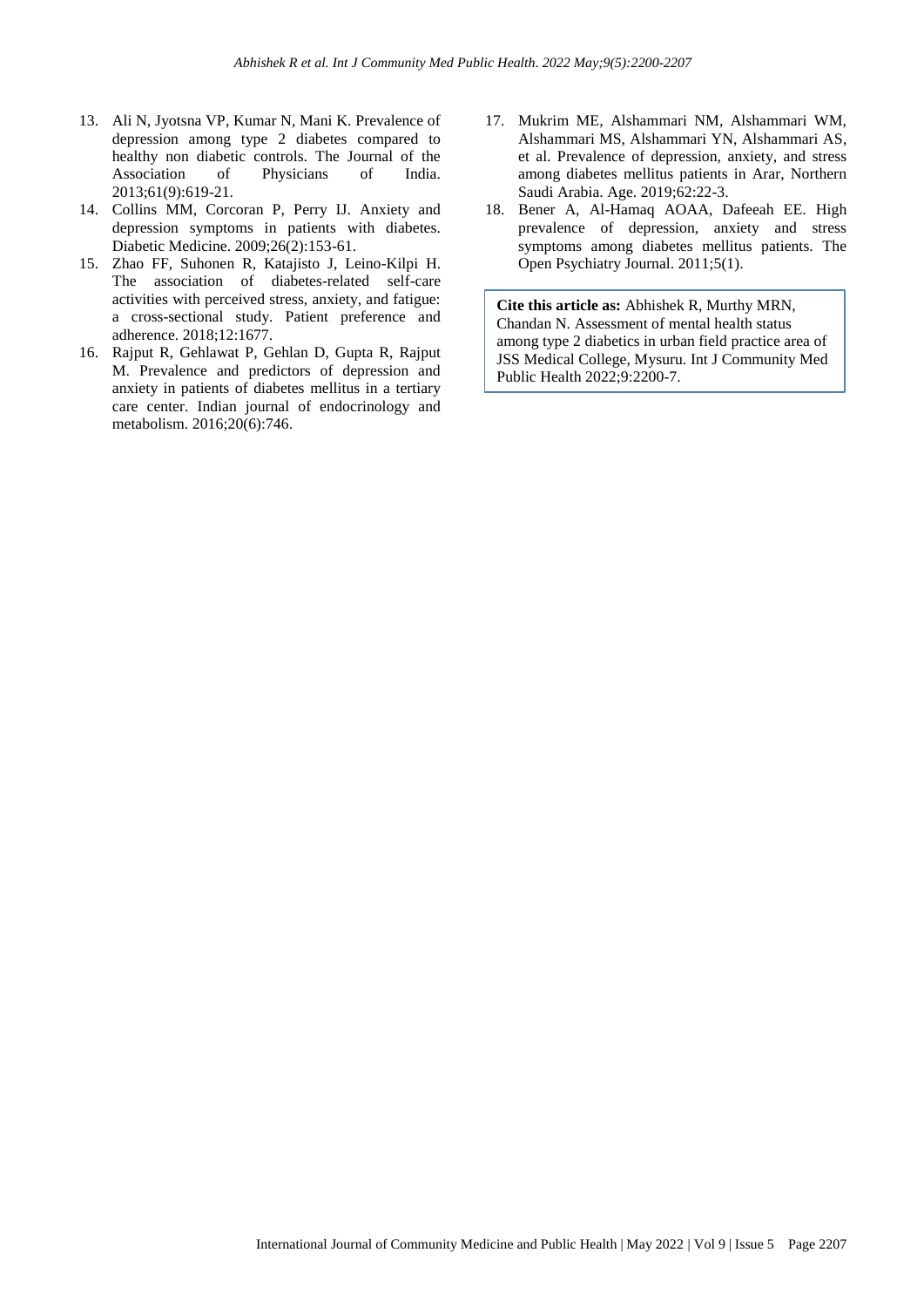13. Ali N, Jyotsna VP, Kumar N, Mani K. Prevalence of depression among type 2 diabetes compared to healthy non diabetic controls. The Journal of the Association of Physicians of India. 2013;61(9):619-21.
14. Collins MM, Corcoran P, Perry IJ. Anxiety and depression symptoms in patients with diabetes. Diabetic Medicine. 2009;26(2):153-61.
15. Zhao FF, Suhonen R, Katajisto J, Leino-Kilpi H. The association of diabetes-related self-care activities with perceived stress, anxiety, and fatigue: a cross-sectional study. Patient preference and adherence. 2018;12:1677.
16. Rajput R, Gehlawat P, Gehlan D, Gupta R, Rajput M. Prevalence and predictors of depression and anxiety in patients of diabetes mellitus in a tertiary care center. Indian journal of endocrinology and metabolism. 2016;20(6):746.
17. Mukrim ME, Alshammari NM, Alshammari WM, Alshammari MS, Alshammari YN, Alshammari AS, et al. Prevalence of depression, anxiety, and stress among diabetes mellitus patients in Arar, Northern Saudi Arabia. Age. 2019;62:22-3.
18. Bener A, Al-Hamaq AOAA, Dafeeah EE. High prevalence of depression, anxiety and stress symptoms among diabetes mellitus patients. The Open Psychiatry Journal. 2011;5(1).

**Cite this article as:** Abhishek R, Murthy MRN, Chandan N. Assessment of mental health status among type 2 diabetics in urban field practice area of JSS Medical College, Mysuru. Int J Community Med Public Health 2022;9:2200-7.